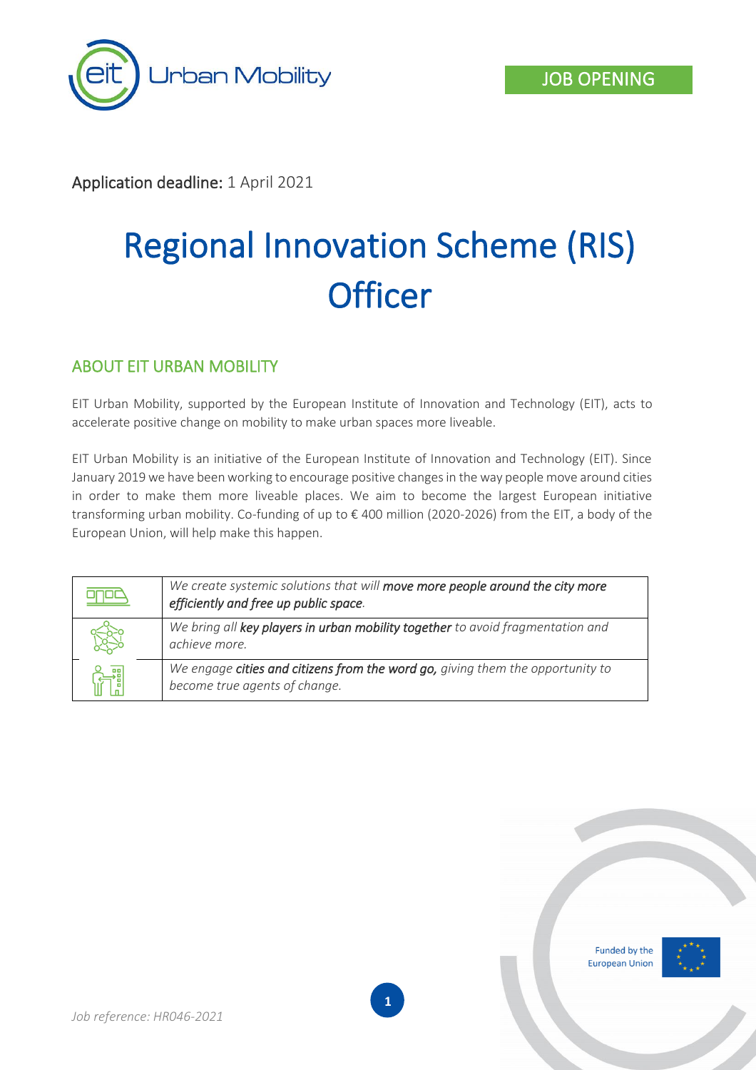JOB OPENING

Application deadline: 1 April 2021

# Regional Innovation Scheme (RIS) Officer

## ABOUT EIT URBAN MOBILITY

EIT Urban Mobility, supported by the European Institute of Innovation and Technology (EIT), acts to accelerate positive change on mobility to make urban spaces more liveable.

EIT Urban Mobility is an initiative of the European Institute of Innovation and Technology (EIT). Since January 2019 we have been working to encourage positive changes in the way people move around cities in order to make them more liveable places. We aim to become the largest European initiative transforming urban mobility. Co-funding of up to € 400 million (2020-2026) from the EIT, a body of the European Union, will help make this happen.

| | |
|---|---|
| | *We create systemic solutions that will **move more people around the city more efficiently and free up public space**.* |
| | *We bring all **key players in urban mobility together** to avoid fragmentation and achieve more.* |
| | *We engage **cities and citizens from the word go,** giving them the opportunity to become true agents of change.* |

Funded by the European Union

*Job reference: HR046-2021*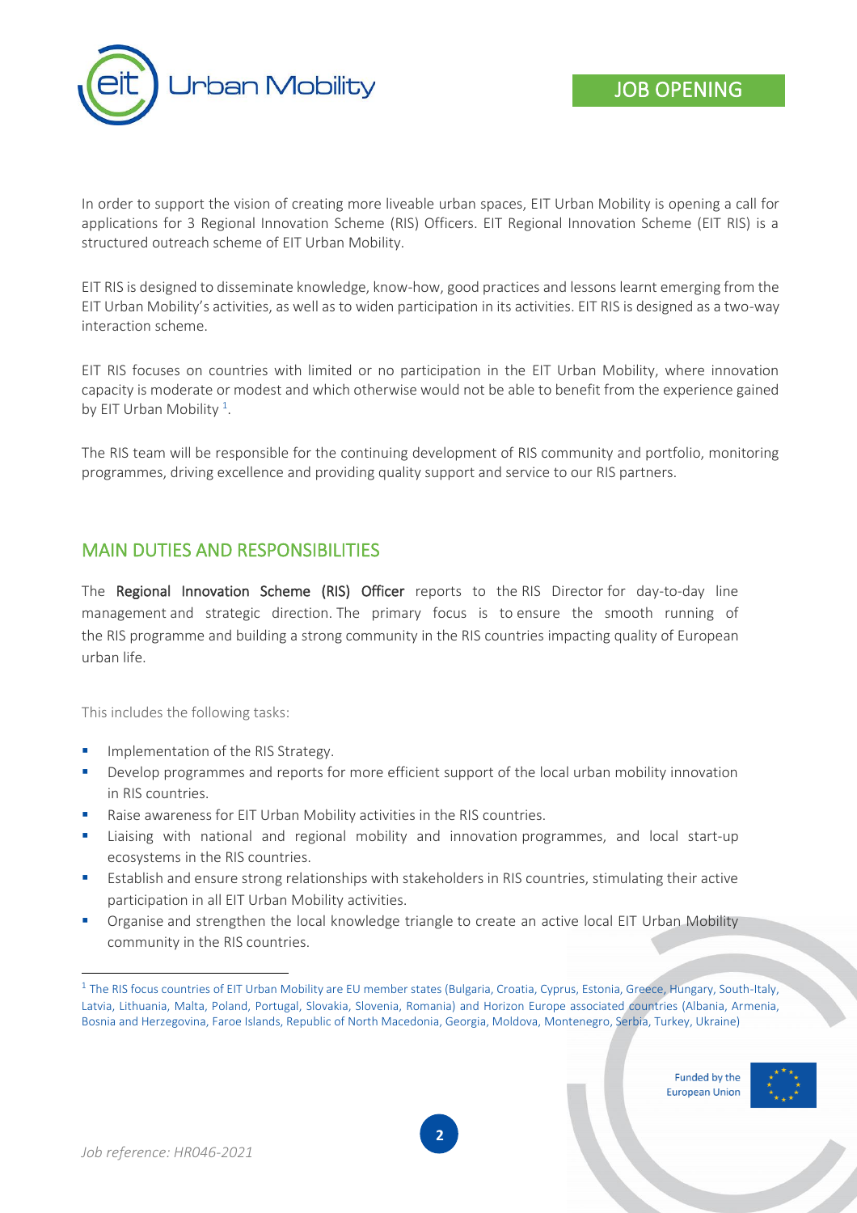In order to support the vision of creating more liveable urban spaces, EIT Urban Mobility is opening a call for applications for 3 Regional Innovation Scheme (RIS) Officers. EIT Regional Innovation Scheme (EIT RIS) is a structured outreach scheme of EIT Urban Mobility.

EIT RIS is designed to disseminate knowledge, know-how, good practices and lessons learnt emerging from the EIT Urban Mobility's activities, as well as to widen participation in its activities. EIT RIS is designed as a two-way interaction scheme.

EIT RIS focuses on countries with limited or no participation in the EIT Urban Mobility, where innovation capacity is moderate or modest and which otherwise would not be able to benefit from the experience gained by EIT Urban Mobility [1].

The RIS team will be responsible for the continuing development of RIS community and portfolio, monitoring programmes, driving excellence and providing quality support and service to our RIS partners.

## MAIN DUTIES AND RESPONSIBILITIES

The **Regional Innovation Scheme (RIS) Officer** reports to the RIS Director for day-to-day line management and strategic direction. The primary focus is to ensure the smooth running of the RIS programme and building a strong community in the RIS countries impacting quality of European urban life.

This includes the following tasks:

- Implementation of the RIS Strategy.
- Develop programmes and reports for more efficient support of the local urban mobility innovation in RIS countries.
- Raise awareness for EIT Urban Mobility activities in the RIS countries.
- Liaising with national and regional mobility and innovation programmes, and local start-up ecosystems in the RIS countries.
- Establish and ensure strong relationships with stakeholders in RIS countries, stimulating their active participation in all EIT Urban Mobility activities.
- Organise and strengthen the local knowledge triangle to create an active local EIT Urban Mobility community in the RIS countries.

[1] The RIS focus countries of EIT Urban Mobility are EU member states (Bulgaria, Croatia, Cyprus, Estonia, Greece, Hungary, South-Italy, Latvia, Lithuania, Malta, Poland, Portugal, Slovakia, Slovenia, Romania) and Horizon Europe associated countries (Albania, Armenia, Bosnia and Herzegovina, Faroe Islands, Republic of North Macedonia, Georgia, Moldova, Montenegro, Serbia, Turkey, Ukraine)

Funded by the European Union

*Job reference: HR046-2021*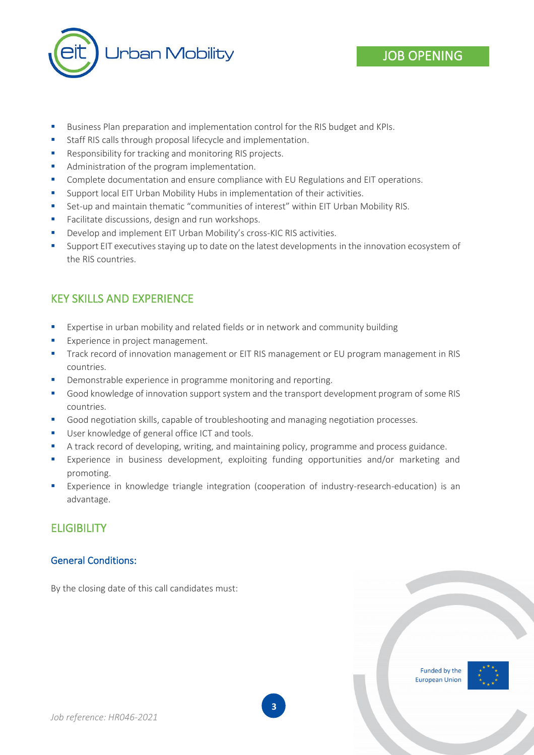- Business Plan preparation and implementation control for the RIS budget and KPIs.
- Staff RIS calls through proposal lifecycle and implementation.
- Responsibility for tracking and monitoring RIS projects.
- Administration of the program implementation.
- Complete documentation and ensure compliance with EU Regulations and EIT operations.
- Support local EIT Urban Mobility Hubs in implementation of their activities.
- Set-up and maintain thematic "communities of interest" within EIT Urban Mobility RIS.
- Facilitate discussions, design and run workshops.
- Develop and implement EIT Urban Mobility's cross-KIC RIS activities.
- Support EIT executives staying up to date on the latest developments in the innovation ecosystem of the RIS countries.

## KEY SKILLS AND EXPERIENCE

- Expertise in urban mobility and related fields or in network and community building
- Experience in project management.
- Track record of innovation management or EIT RIS management or EU program management in RIS countries.
- Demonstrable experience in programme monitoring and reporting.
- Good knowledge of innovation support system and the transport development program of some RIS countries.
- Good negotiation skills, capable of troubleshooting and managing negotiation processes.
- User knowledge of general office ICT and tools.
- A track record of developing, writing, and maintaining policy, programme and process guidance.
- Experience in business development, exploiting funding opportunities and/or marketing and promoting.
- Experience in knowledge triangle integration (cooperation of industry-research-education) is an advantage.

## ELIGIBILITY

### General Conditions:

By the closing date of this call candidates must: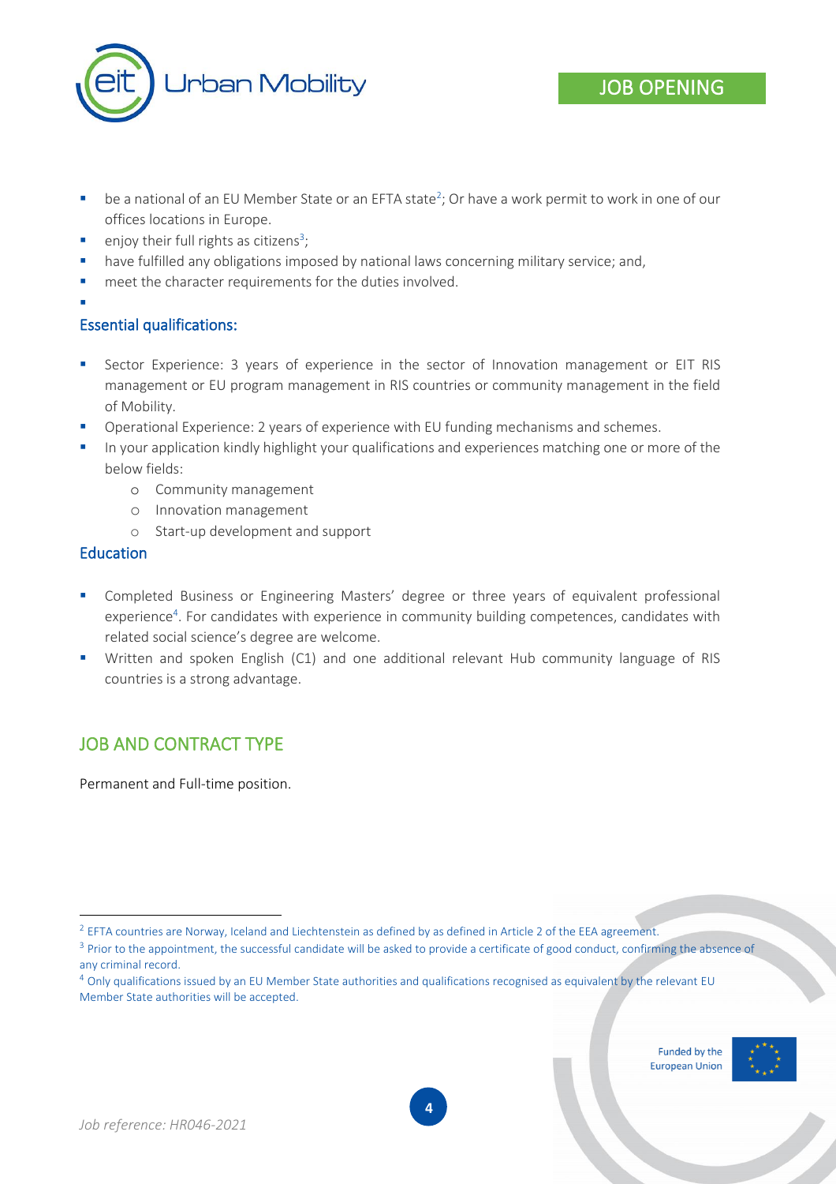- be a national of an EU Member State or an EFTA state[2]; Or have a work permit to work in one of our offices locations in Europe.
- enjoy their full rights as citizens[3];
- have fulfilled any obligations imposed by national laws concerning military service; and,
- meet the character requirements for the duties involved.

### Essential qualifications:

- Sector Experience: 3 years of experience in the sector of Innovation management or EIT RIS management or EU program management in RIS countries or community management in the field of Mobility.
- Operational Experience: 2 years of experience with EU funding mechanisms and schemes.
- In your application kindly highlight your qualifications and experiences matching one or more of the below fields:
  - Community management
  - Innovation management
  - Start-up development and support

### Education

- Completed Business or Engineering Masters' degree or three years of equivalent professional experience[4]. For candidates with experience in community building competences, candidates with related social science's degree are welcome.
- Written and spoken English (C1) and one additional relevant Hub community language of RIS countries is a strong advantage.

## JOB AND CONTRACT TYPE

Permanent and Full-time position.

---

[2] EFTA countries are Norway, Iceland and Liechtenstein as defined by as defined in Article 2 of the EEA agreement.

[3] Prior to the appointment, the successful candidate will be asked to provide a certificate of good conduct, confirming the absence of any criminal record.

[4] Only qualifications issued by an EU Member State authorities and qualifications recognised as equivalent by the relevant EU Member State authorities will be accepted.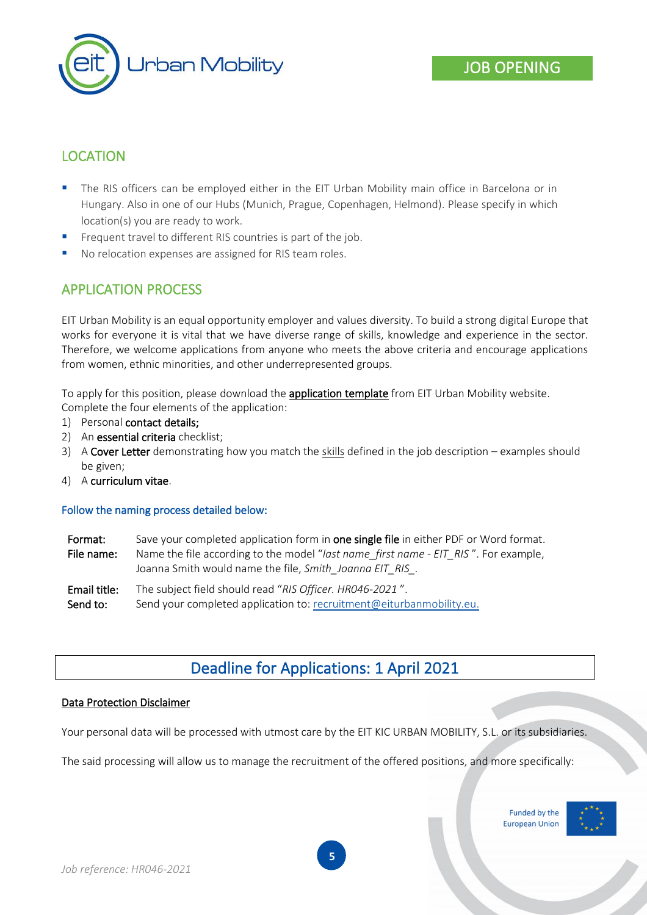JOB OPENING

## LOCATION

- The RIS officers can be employed either in the EIT Urban Mobility main office in Barcelona or in Hungary. Also in one of our Hubs (Munich, Prague, Copenhagen, Helmond). Please specify in which location(s) you are ready to work.
- Frequent travel to different RIS countries is part of the job.
- No relocation expenses are assigned for RIS team roles.

## APPLICATION PROCESS

EIT Urban Mobility is an equal opportunity employer and values diversity. To build a strong digital Europe that works for everyone it is vital that we have diverse range of skills, knowledge and experience in the sector. Therefore, we welcome applications from anyone who meets the above criteria and encourage applications from women, ethnic minorities, and other underrepresented groups.

To apply for this position, please download the **application template** from EIT Urban Mobility website.
Complete the four elements of the application:

1) Personal **contact details;**
2) An **essential criteria** checklist;
3) A **Cover Letter** demonstrating how you match the skills defined in the job description – examples should be given;
4) A **curriculum vitae**.

### Follow the naming process detailed below:

| | |
|---|---|
| **Format:** | Save your completed application form in **one single file** in either PDF or Word format. |
| **File name:** | Name the file according to the model "*last name_first name - EIT_RIS* ". For example, Joanna Smith would name the file, *Smith_Joanna EIT_RIS_*. |
| **Email title:** | The subject field should read "*RIS Officer. HR046-2021* ". |
| **Send to:** | Send your completed application to: recruitment@eiturbanmobility.eu. |

## Deadline for Applications: 1 April 2021

Data Protection Disclaimer

Your personal data will be processed with utmost care by the EIT KIC URBAN MOBILITY, S.L. or its subsidiaries.

The said processing will allow us to manage the recruitment of the offered positions, and more specifically:

Funded by the European Union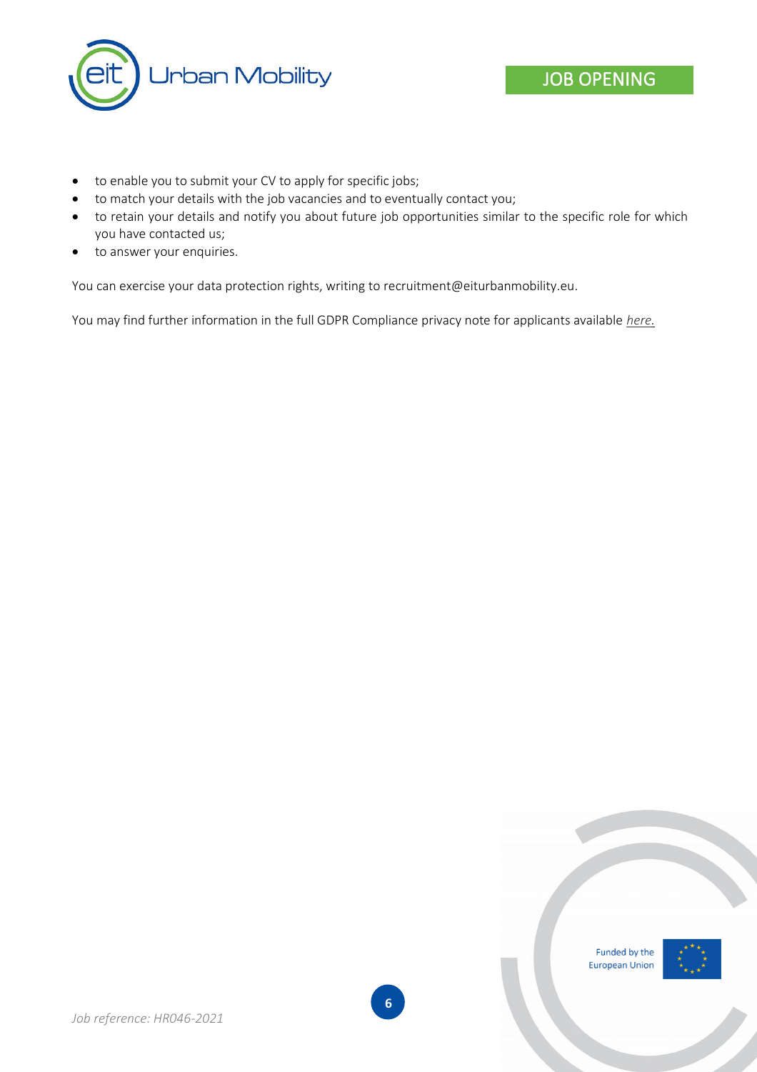- to enable you to submit your CV to apply for specific jobs;
- to match your details with the job vacancies and to eventually contact you;
- to retain your details and notify you about future job opportunities similar to the specific role for which you have contacted us;
- to answer your enquiries.

You can exercise your data protection rights, writing to recruitment@eiturbanmobility.eu.

You may find further information in the full GDPR Compliance privacy note for applicants available *here.*